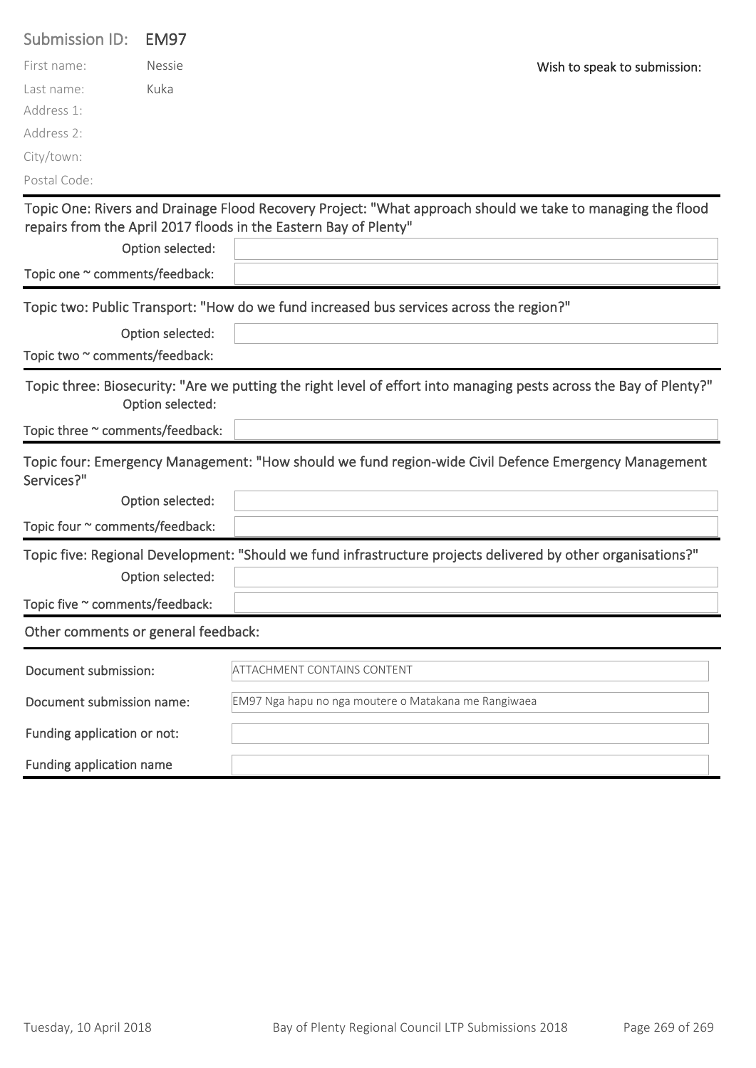Submission ID: EM97

| | |
|---|---|
| First name: | Nessie |
| Last name: | Kuka |
| Address 1: | |
| Address 2: | |
| City/town: | |
| Postal Code: | |

Wish to speak to submission:

Topic One: Rivers and Drainage Flood Recovery Project: "What approach should we take to managing the flood repairs from the April 2017 floods in the Eastern Bay of Plenty"

| | |
|---|---|
| Option selected: | |
| Topic one ~ comments/feedback: | |

Topic two: Public Transport: "How do we fund increased bus services across the region?"

| | |
|---|---|
| Option selected: | |
| Topic two ~ comments/feedback: | |

Topic three: Biosecurity: "Are we putting the right level of effort into managing pests across the Bay of Plenty?"

| | |
|---|---|
| Option selected: | |
| Topic three ~ comments/feedback: | |

Topic four: Emergency Management: "How should we fund region-wide Civil Defence Emergency Management Services?"

| | |
|---|---|
| Option selected: | |
| Topic four ~ comments/feedback: | |

Topic five: Regional Development: "Should we fund infrastructure projects delivered by other organisations?"

| | |
|---|---|
| Option selected: | |
| Topic five ~ comments/feedback: | |

Other comments or general feedback:

| | |
|---|---|
| Document submission: | ATTACHMENT CONTAINS CONTENT |
| Document submission name: | EM97 Nga hapu no nga moutere o Matakana me Rangiwaea |
| Funding application or not: | |
| Funding application name | |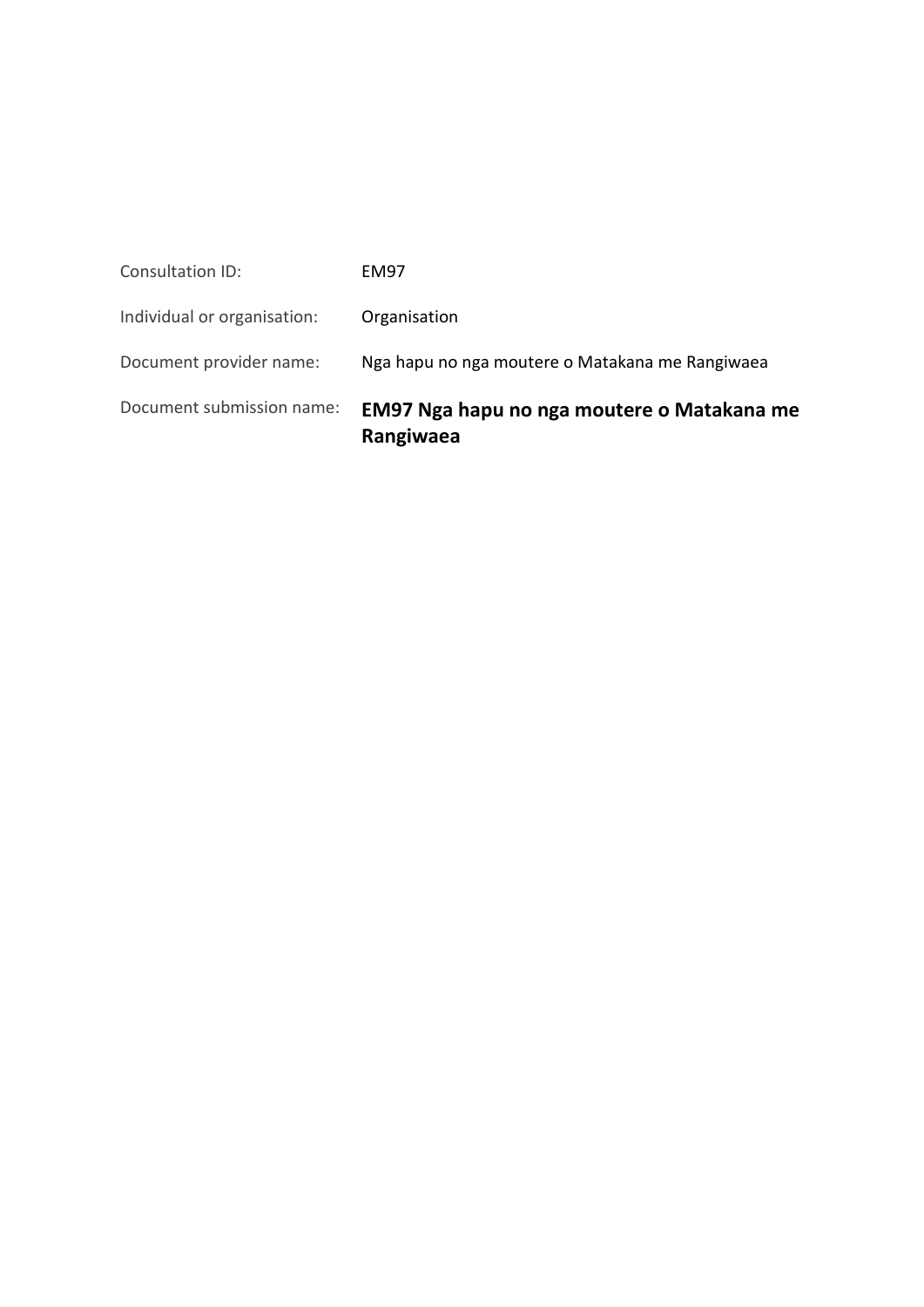| | |
|---|---|
| Consultation ID: | EM97 |
| Individual or organisation: | Organisation |
| Document provider name: | Nga hapu no nga moutere o Matakana me Rangiwaea |
| Document submission name: | **EM97 Nga hapu no nga moutere o Matakana me Rangiwaea** |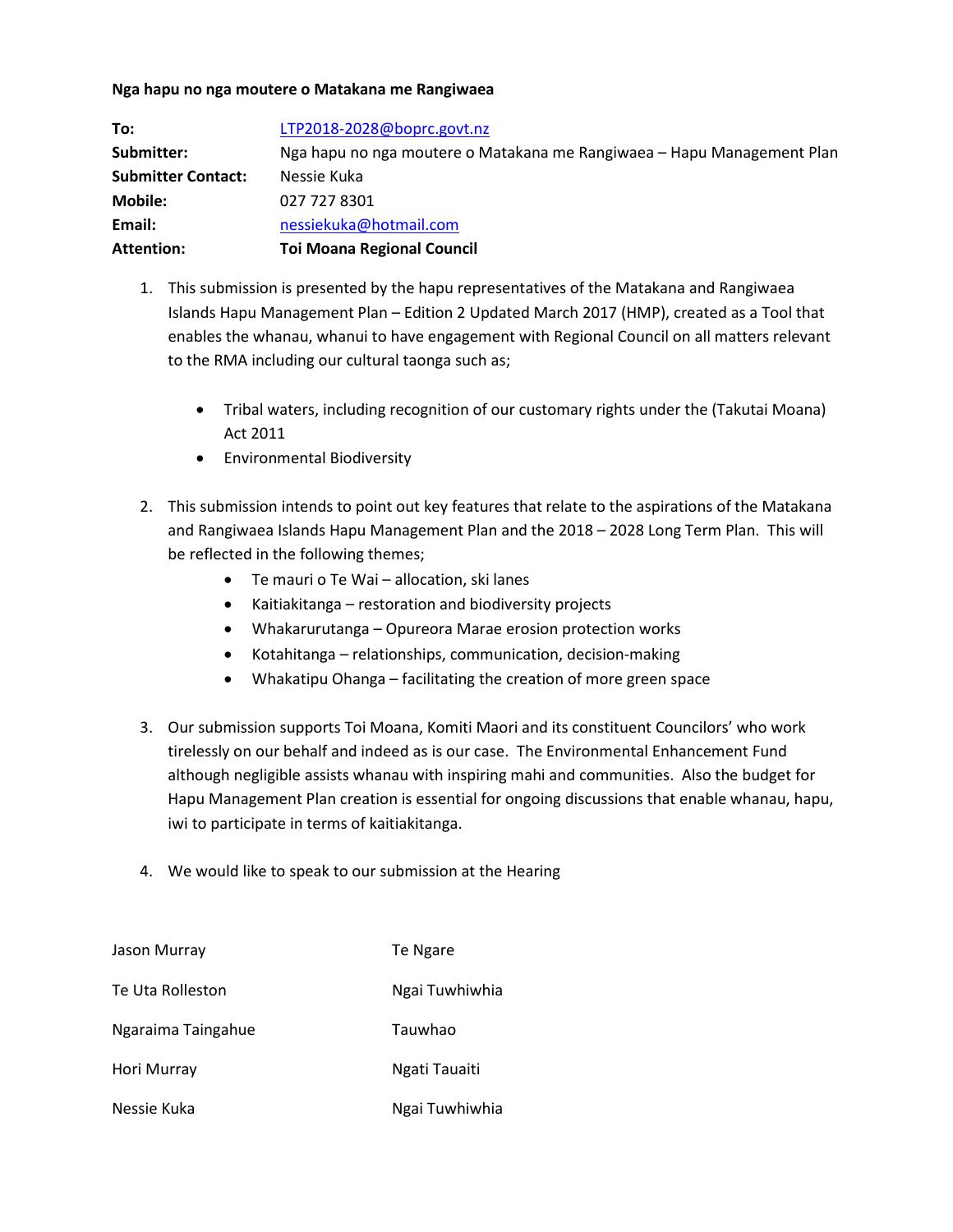**Nga hapu no nga moutere o Matakana me Rangiwaea**

| | |
|---|---|
| **To:** | LTP2018-2028@boprc.govt.nz |
| **Submitter:** | Nga hapu no nga moutere o Matakana me Rangiwaea – Hapu Management Plan |
| **Submitter Contact:** | Nessie Kuka |
| **Mobile:** | 027 727 8301 |
| **Email:** | nessiekuka@hotmail.com |
| **Attention:** | **Toi Moana Regional Council** |

1. This submission is presented by the hapu representatives of the Matakana and Rangiwaea Islands Hapu Management Plan – Edition 2 Updated March 2017 (HMP), created as a Tool that enables the whanau, whanui to have engagement with Regional Council on all matters relevant to the RMA including our cultural taonga such as;
   - Tribal waters, including recognition of our customary rights under the (Takutai Moana) Act 2011
   - Environmental Biodiversity

2. This submission intends to point out key features that relate to the aspirations of the Matakana and Rangiwaea Islands Hapu Management Plan and the 2018 – 2028 Long Term Plan. This will be reflected in the following themes;
   - Te mauri o Te Wai – allocation, ski lanes
   - Kaitiakitanga – restoration and biodiversity projects
   - Whakarurutanga – Opureora Marae erosion protection works
   - Kotahitanga – relationships, communication, decision-making
   - Whakatipu Ohanga – facilitating the creation of more green space

3. Our submission supports Toi Moana, Komiti Maori and its constituent Councilors' who work tirelessly on our behalf and indeed as is our case. The Environmental Enhancement Fund although negligible assists whanau with inspiring mahi and communities. Also the budget for Hapu Management Plan creation is essential for ongoing discussions that enable whanau, hapu, iwi to participate in terms of kaitiakitanga.

4. We would like to speak to our submission at the Hearing

| | |
|---|---|
| Jason Murray | Te Ngare |
| Te Uta Rolleston | Ngai Tuwhiwhia |
| Ngaraima Taingahue | Tauwhao |
| Hori Murray | Ngati Tauaiti |
| Nessie Kuka | Ngai Tuwhiwhia |